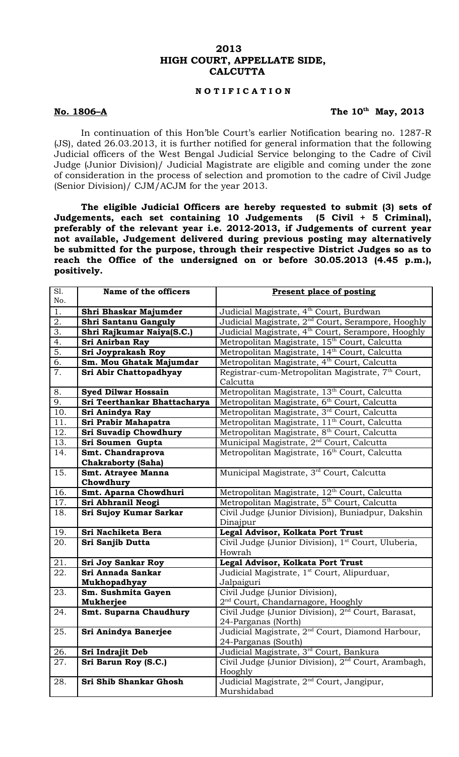# 2013
# HIGH COURT, APPELLATE SIDE, CALCUTTA

## N O T I F I C A T I O N

**No. 1806–A** **The 10th May, 2013**

In continuation of this Hon'ble Court's earlier Notification bearing no. 1287-R (JS), dated 26.03.2013, it is further notified for general information that the following Judicial officers of the West Bengal Judicial Service belonging to the Cadre of Civil Judge (Junior Division)/ Judicial Magistrate are eligible and coming under the zone of consideration in the process of selection and promotion to the cadre of Civil Judge (Senior Division)/ CJM/ACJM for the year 2013.

**The eligible Judicial Officers are hereby requested to submit (3) sets of Judgements, each set containing 10 Judgements (5 Civil + 5 Criminal), preferably of the relevant year i.e. 2012-2013, if Judgements of current year not available, Judgement delivered during previous posting may alternatively be submitted for the purpose, through their respective District Judges so as to reach the Office of the undersigned on or before 30.05.2013 (4.45 p.m.), positively.**

| Sl. No. | Name of the officers | Present place of posting |
|---|---|---|
| 1. | **Shri Bhaskar Majumder** | Judicial Magistrate, 4th Court, Burdwan |
| 2. | **Shri Santanu Ganguly** | Judicial Magistrate, 2nd Court, Serampore, Hooghly |
| 3. | **Shri Rajkumar Naiya(S.C.)** | Judicial Magistrate, 4th Court, Serampore, Hooghly |
| 4. | **Sri Anirban Ray** | Metropolitan Magistrate, 15th Court, Calcutta |
| 5. | **Sri Joyprakash Roy** | Metropolitan Magistrate, 14th Court, Calcutta |
| 6. | **Sm. Mou Ghatak Majumdar** | Metropolitan Magistrate, 4th Court, Calcutta |
| 7. | **Sri Abir Chattopadhyay** | Registrar-cum-Metropolitan Magistrate, 7th Court, Calcutta |
| 8. | **Syed Dilwar Hossain** | Metropolitan Magistrate, 13th Court, Calcutta |
| 9. | **Sri Teerthankar Bhattacharya** | Metropolitan Magistrate, 6th Court, Calcutta |
| 10. | **Sri Anindya Ray** | Metropolitan Magistrate, 3rd Court, Calcutta |
| 11. | **Sri Prabir Mahapatra** | Metropolitan Magistrate, 11th Court, Calcutta |
| 12. | **Sri Suvadip Chowdhury** | Metropolitan Magistrate, 8th Court, Calcutta |
| 13. | **Sri Soumen Gupta** | Municipal Magistrate, 2nd Court, Calcutta |
| 14. | **Smt. Chandraprova Chakraborty (Saha)** | Metropolitan Magistrate, 16th Court, Calcutta |
| 15. | **Smt. Atrayee Manna Chowdhury** | Municipal Magistrate, 3rd Court, Calcutta |
| 16. | **Smt. Aparna Chowdhuri** | Metropolitan Magistrate, 12th Court, Calcutta |
| 17. | **Sri Abhranil Neogi** | Metropolitan Magistrate, 5th Court, Calcutta |
| 18. | **Sri Sujoy Kumar Sarkar** | Civil Judge (Junior Division), Buniadpur, Dakshin Dinajpur |
| 19. | **Sri Nachiketa Bera** | **Legal Advisor, Kolkata Port Trust** |
| 20. | **Sri Sanjib Dutta** | Civil Judge (Junior Division), 1st Court, Uluberia, Howrah |
| 21. | **Sri Joy Sankar Roy** | **Legal Advisor, Kolkata Port Trust** |
| 22. | **Sri Annada Sankar Mukhopadhyay** | Judicial Magistrate, 1st Court, Alipurduar, Jalpaiguri |
| 23. | **Sm. Sushmita Gayen Mukherjee** | Civil Judge (Junior Division), 2nd Court, Chandarnagore, Hooghly |
| 24. | **Smt. Suparna Chaudhury** | Civil Judge (Junior Division), 2nd Court, Barasat, 24-Parganas (North) |
| 25. | **Sri Anindya Banerjee** | Judicial Magistrate, 2nd Court, Diamond Harbour, 24-Parganas (South) |
| 26. | **Sri Indrajit Deb** | Judicial Magistrate, 3rd Court, Bankura |
| 27. | **Sri Barun Roy (S.C.)** | Civil Judge (Junior Division), 2nd Court, Arambagh, Hooghly |
| 28. | **Sri Shib Shankar Ghosh** | Judicial Magistrate, 2nd Court, Jangipur, Murshidabad |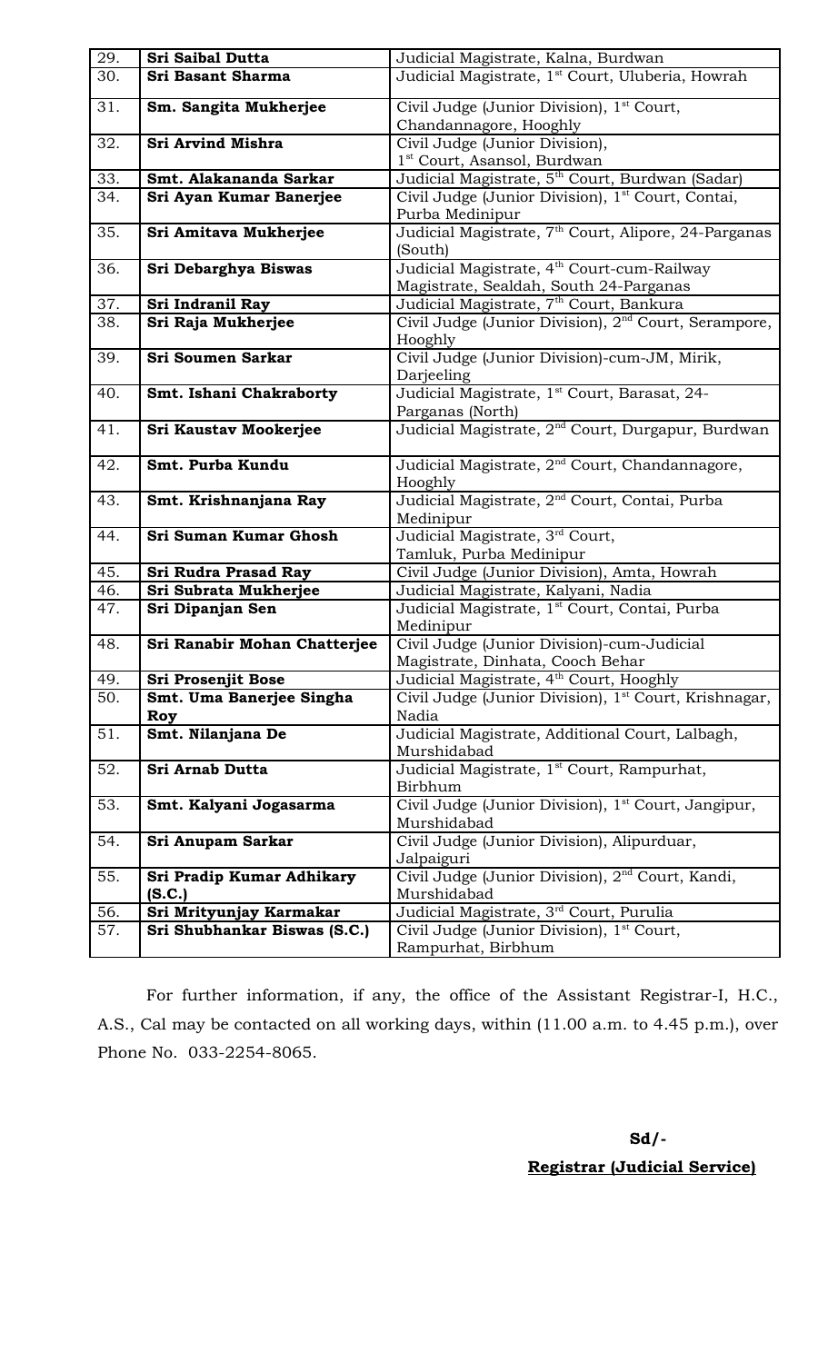| | | |
|---|---|---|
| 29. | **Sri Saibal Dutta** | Judicial Magistrate, Kalna, Burdwan |
| 30. | **Sri Basant Sharma** | Judicial Magistrate, 1st Court, Uluberia, Howrah |
| 31. | **Sm. Sangita Mukherjee** | Civil Judge (Junior Division), 1st Court, Chandannagore, Hooghly |
| 32. | **Sri Arvind Mishra** | Civil Judge (Junior Division), 1st Court, Asansol, Burdwan |
| 33. | **Smt. Alakananda Sarkar** | Judicial Magistrate, 5th Court, Burdwan (Sadar) |
| 34. | **Sri Ayan Kumar Banerjee** | Civil Judge (Junior Division), 1st Court, Contai, Purba Medinipur |
| 35. | **Sri Amitava Mukherjee** | Judicial Magistrate, 7th Court, Alipore, 24-Parganas (South) |
| 36. | **Sri Debarghya Biswas** | Judicial Magistrate, 4th Court-cum-Railway Magistrate, Sealdah, South 24-Parganas |
| 37. | **Sri Indranil Ray** | Judicial Magistrate, 7th Court, Bankura |
| 38. | **Sri Raja Mukherjee** | Civil Judge (Junior Division), 2nd Court, Serampore, Hooghly |
| 39. | **Sri Soumen Sarkar** | Civil Judge (Junior Division)-cum-JM, Mirik, Darjeeling |
| 40. | **Smt. Ishani Chakraborty** | Judicial Magistrate, 1st Court, Barasat, 24-Parganas (North) |
| 41. | **Sri Kaustav Mookerjee** | Judicial Magistrate, 2nd Court, Durgapur, Burdwan |
| 42. | **Smt. Purba Kundu** | Judicial Magistrate, 2nd Court, Chandannagore, Hooghly |
| 43. | **Smt. Krishnanjana Ray** | Judicial Magistrate, 2nd Court, Contai, Purba Medinipur |
| 44. | **Sri Suman Kumar Ghosh** | Judicial Magistrate, 3rd Court, Tamluk, Purba Medinipur |
| 45. | **Sri Rudra Prasad Ray** | Civil Judge (Junior Division), Amta, Howrah |
| 46. | **Sri Subrata Mukherjee** | Judicial Magistrate, Kalyani, Nadia |
| 47. | **Sri Dipanjan Sen** | Judicial Magistrate, 1st Court, Contai, Purba Medinipur |
| 48. | **Sri Ranabir Mohan Chatterjee** | Civil Judge (Junior Division)-cum-Judicial Magistrate, Dinhata, Cooch Behar |
| 49. | **Sri Prosenjit Bose** | Judicial Magistrate, 4th Court, Hooghly |
| 50. | **Smt. Uma Banerjee Singha Roy** | Civil Judge (Junior Division), 1st Court, Krishnagar, Nadia |
| 51. | **Smt. Nilanjana De** | Judicial Magistrate, Additional Court, Lalbagh, Murshidabad |
| 52. | **Sri Arnab Dutta** | Judicial Magistrate, 1st Court, Rampurhat, Birbhum |
| 53. | **Smt. Kalyani Jogasarma** | Civil Judge (Junior Division), 1st Court, Jangipur, Murshidabad |
| 54. | **Sri Anupam Sarkar** | Civil Judge (Junior Division), Alipurduar, Jalpaiguri |
| 55. | **Sri Pradip Kumar Adhikary (S.C.)** | Civil Judge (Junior Division), 2nd Court, Kandi, Murshidabad |
| 56. | **Sri Mrityunjay Karmakar** | Judicial Magistrate, 3rd Court, Purulia |
| 57. | **Sri Shubhankar Biswas (S.C.)** | Civil Judge (Junior Division), 1st Court, Rampurhat, Birbhum |

For further information, if any, the office of the Assistant Registrar-I, H.C., A.S., Cal may be contacted on all working days, within (11.00 a.m. to 4.45 p.m.), over Phone No. 033-2254-8065.

**Sd/-**

**Registrar (Judicial Service)**